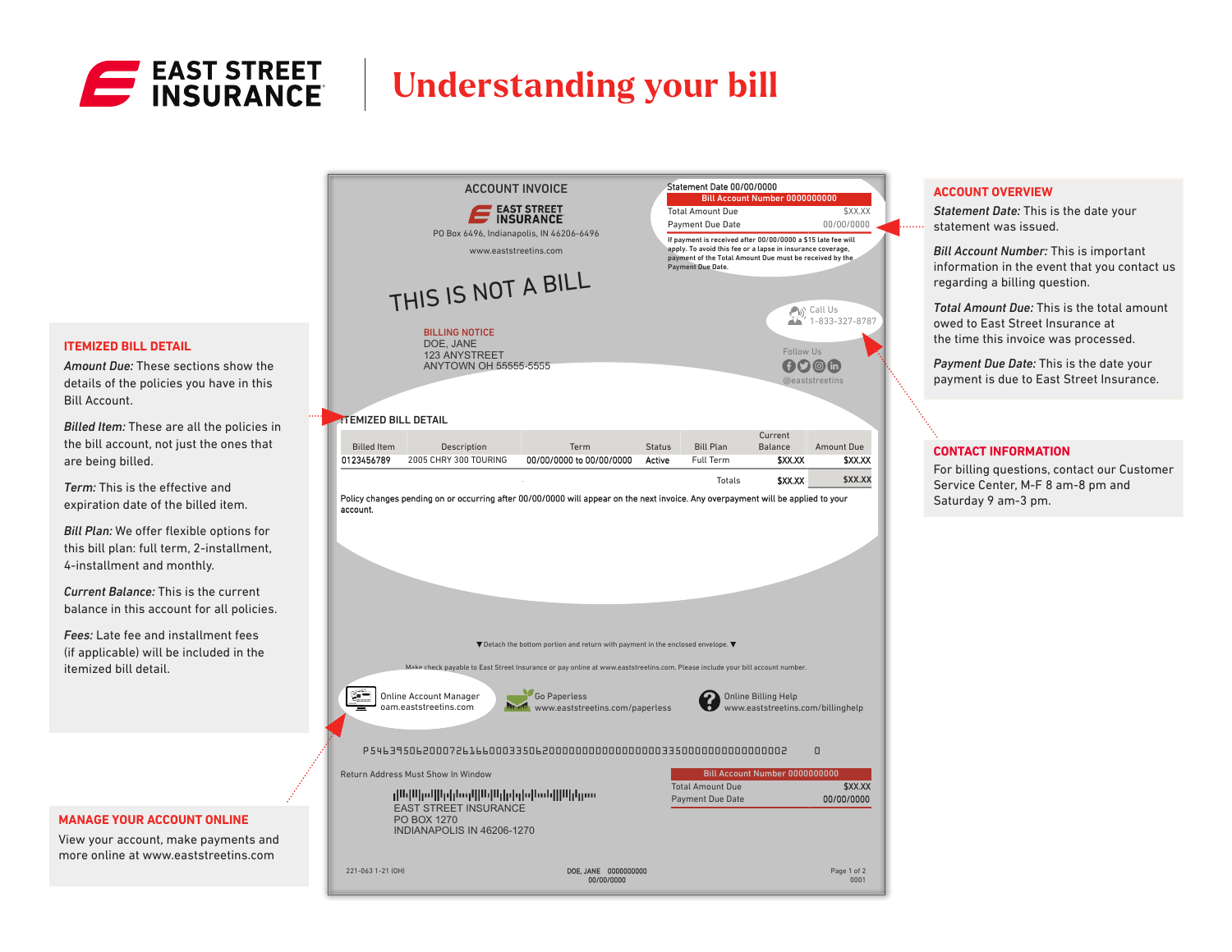# EAST STREET INSURANCE

# Understanding your bill

## ITEMIZED BILL DETAIL

***Amount Due:*** These sections show the details of the policies you have in this Bill Account.

***Billed Item:*** These are all the policies in the bill account, not just the ones that are being billed.

***Term:*** This is the effective and expiration date of the billed item.

***Bill Plan:*** We offer flexible options for this bill plan: full term, 2-installment, 4-installment and monthly.

***Current Balance:*** This is the current balance in this account for all policies.

***Fees:*** Late fee and installment fees (if applicable) will be included in the itemized bill detail.

## MANAGE YOUR ACCOUNT ONLINE

View your account, make payments and more online at www.eaststreetins.com

---

ACCOUNT INVOICE

EAST STREET INSURANCE

PO Box 6496, Indianapolis, IN 46206-6496

www.eaststreetins.com

Statement Date 00/00/0000

**Bill Account Number 0000000000**

| | |
|---|---|
| Total Amount Due | $XX.XX |
| Payment Due Date | 00/00/0000 |

If payment is received after 00/00/0000 a $15 late fee will apply. To avoid this fee or a lapse in insurance coverage, payment of the Total Amount Due must be received by the Payment Due Date.

THIS IS NOT A BILL

Call Us 1-833-327-8787

Follow Us @eaststreetins

BILLING NOTICE
DOE, JANE
123 ANYSTREET
ANYTOWN OH 55555-5555

ITEMIZED BILL DETAIL

| Billed Item | Description | Term | Status | Bill Plan | Current Balance | Amount Due |
|---|---|---|---|---|---|---|
| 0123456789 | 2005 CHRY 300 TOURING | 00/00/0000 to 00/00/0000 | Active | Full Term | $XX.XX | $XX.XX |
| | | | | Totals | $XX.XX | $XX.XX |

Policy changes pending on or occurring after 00/00/0000 will appear on the next invoice. Any overpayment will be applied to your account.

▼Detach the bottom portion and return with payment in the enclosed envelope.▼

Make check payable to East Street Insurance or pay online at www.eaststreetins.com. Please include your bill account number.

Online Account Manager oam.eaststreetins.com

Go Paperless www.eaststreetins.com/paperless

Online Billing Help www.eaststreetins.com/billinghelp

P54639506200072616600033506200000000000000000033500000000000000002 0

Return Address Must Show In Window

EAST STREET INSURANCE
PO BOX 1270
INDIANAPOLIS IN 46206-1270

**Bill Account Number 0000000000**

| | |
|---|---|
| Total Amount Due | $XX.XX |
| Payment Due Date | 00/00/0000 |

221-063 1-21 (OH)

DOE, JANE 0000000000
00/00/0000

0001

---

## ACCOUNT OVERVIEW

***Statement Date:*** This is the date your statement was issued.

***Bill Account Number:*** This is important information in the event that you contact us regarding a billing question.

***Total Amount Due:*** This is the total amount owed to East Street Insurance at the time this invoice was processed.

***Payment Due Date:*** This is the date your payment is due to East Street Insurance.

## CONTACT INFORMATION

For billing questions, contact our Customer Service Center, M-F 8 am-8 pm and Saturday 9 am-3 pm.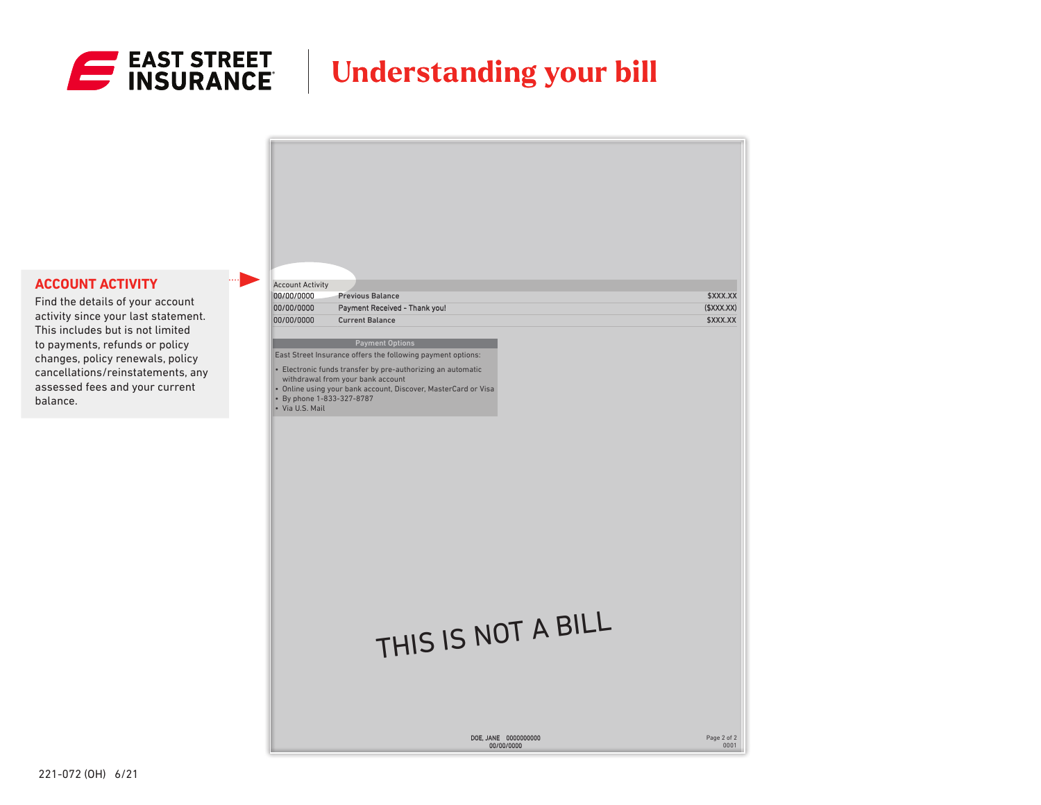# EAST STREET INSURANCE

# Understanding your bill

### ACCOUNT ACTIVITY

Find the details of your account activity since your last statement. This includes but is not limited to payments, refunds or policy changes, policy renewals, policy cancellations/reinstatements, any assessed fees and your current balance.

Account Activity

| | | |
|---|---|---|
| 00/00/0000 | **Previous Balance** | $XXX.XX |
| 00/00/0000 | Payment Received - Thank you! | ($XXX.XX) |
| 00/00/0000 | **Current Balance** | $XXX.XX |

**Payment Options**

East Street Insurance offers the following payment options:

- Electronic funds transfer by pre-authorizing an automatic withdrawal from your bank account
- Online using your bank account, Discover, MasterCard or Visa
- By phone 1-833-327-8787
- Via U.S. Mail

THIS IS NOT A BILL

DOE, JANE 0000000000
00/00/0000

0001

221-072 (OH) 6/21